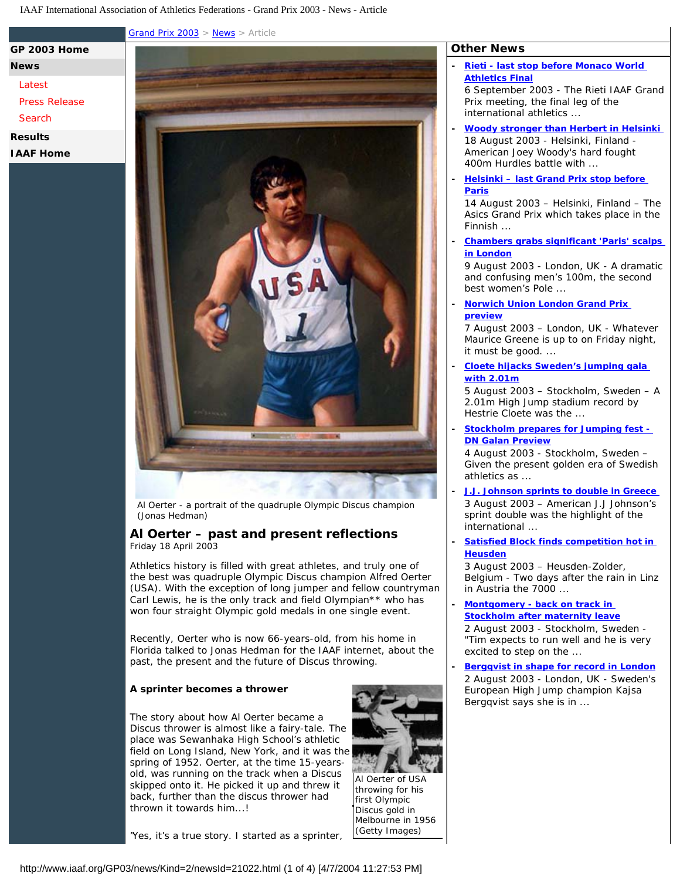Grand Prix 2003 > News > Article

- GP 2003 Home
- News
  - Latest
  - Press Release
  - Search
- Results
- IAAF Home

Al Oerter - a portrait of the quadruple Olympic Discus champion (Jonas Hedman)

## Al Oerter – past and present reflections

Friday 18 April 2003

Athletics history is filled with great athletes, and truly one of the best was quadruple Olympic Discus champion Alfred Oerter (USA). With the exception of long jumper and fellow countryman Carl Lewis, he is the only track and field Olympian** who has won four straight Olympic gold medals in one single event.

Recently, Oerter who is now 66-years-old, from his home in Florida talked to Jonas Hedman for the IAAF internet, about the past, the present and the future of Discus throwing.

### A sprinter becomes a thrower

Al Oerter of USA throwing for his first Olympic Discus gold in Melbourne in 1956 (Getty Images)

The story about how Al Oerter became a Discus thrower is almost like a fairy-tale. The place was Sewanhaka High School's athletic field on Long Island, New York, and it was the spring of 1952. Oerter, at the time 15-years-old, was running on the track when a Discus skipped onto it. He picked it up and threw it back, further than the discus thrower had thrown it towards him...!

"Yes, it's a true story. I started as a sprinter,

## Other News

- **Rieti - last stop before Monaco World Athletics Final**
  6 September 2003 - The Rieti IAAF Grand Prix meeting, the final leg of the international athletics ...
- **Woody stronger than Herbert in Helsinki**
  18 August 2003 - Helsinki, Finland - American Joey Woody's hard fought 400m Hurdles battle with ...
- **Helsinki – last Grand Prix stop before Paris**
  14 August 2003 – Helsinki, Finland – The Asics Grand Prix which takes place in the Finnish ...
- **Chambers grabs significant 'Paris' scalps in London**
  9 August 2003 - London, UK - A dramatic and confusing men's 100m, the second best women's Pole ...
- **Norwich Union London Grand Prix preview**
  7 August 2003 – London, UK - Whatever Maurice Greene is up to on Friday night, it must be good. ...
- **Cloete hijacks Sweden's jumping gala with 2.01m**
  5 August 2003 – Stockholm, Sweden – A 2.01m High Jump stadium record by Hestrie Cloete was the ...
- **Stockholm prepares for Jumping fest - DN Galan Preview**
  4 August 2003 - Stockholm, Sweden – Given the present golden era of Swedish athletics as ...
- **J.J. Johnson sprints to double in Greece**
  3 August 2003 – American J.J Johnson's sprint double was the highlight of the international ...
- **Satisfied Block finds competition hot in Heusden**
  3 August 2003 – Heusden-Zolder, Belgium - Two days after the rain in Linz in Austria the 7000 ...
- **Montgomery - back on track in Stockholm after maternity leave**
  2 August 2003 - Stockholm, Sweden - "Tim expects to run well and he is very excited to step on the ...
- **Bergqvist in shape for record in London**
  2 August 2003 - London, UK - Sweden's European High Jump champion Kajsa Bergqvist says she is in ...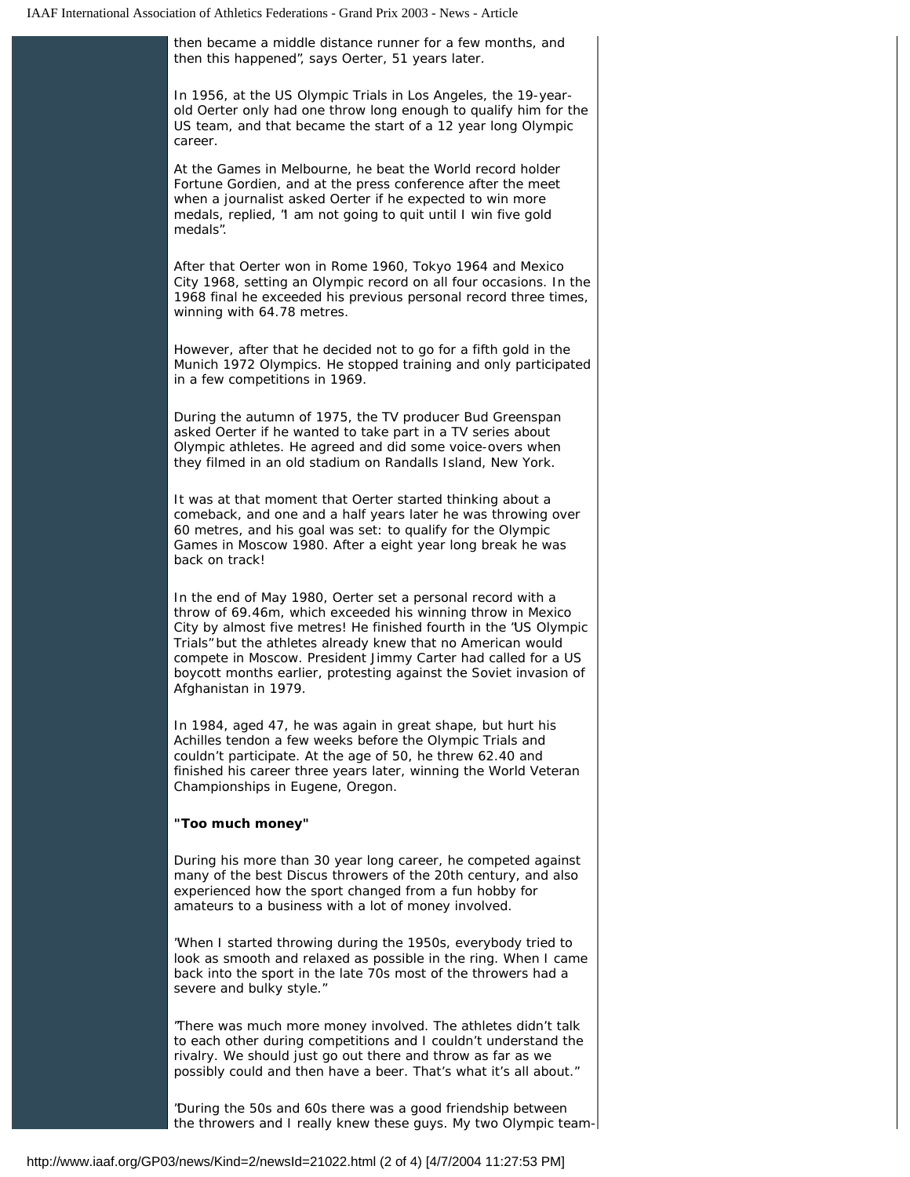then became a middle distance runner for a few months, and then this happened", says Oerter, 51 years later.

In 1956, at the US Olympic Trials in Los Angeles, the 19-year-old Oerter only had one throw long enough to qualify him for the US team, and that became the start of a 12 year long Olympic career.

At the Games in Melbourne, he beat the World record holder Fortune Gordien, and at the press conference after the meet when a journalist asked Oerter if he expected to win more medals, replied, "I am not going to quit until I win five gold medals".

After that Oerter won in Rome 1960, Tokyo 1964 and Mexico City 1968, setting an Olympic record on all four occasions. In the 1968 final he exceeded his previous personal record three times, winning with 64.78 metres.

However, after that he decided not to go for a fifth gold in the Munich 1972 Olympics. He stopped training and only participated in a few competitions in 1969.

During the autumn of 1975, the TV producer Bud Greenspan asked Oerter if he wanted to take part in a TV series about Olympic athletes. He agreed and did some voice-overs when they filmed in an old stadium on Randalls Island, New York.

It was at that moment that Oerter started thinking about a comeback, and one and a half years later he was throwing over 60 metres, and his goal was set: to qualify for the Olympic Games in Moscow 1980. After a eight year long break he was back on track!

In the end of May 1980, Oerter set a personal record with a throw of 69.46m, which exceeded his winning throw in Mexico City by almost five metres! He finished fourth in the "US Olympic Trials" but the athletes already knew that no American would compete in Moscow. President Jimmy Carter had called for a US boycott months earlier, protesting against the Soviet invasion of Afghanistan in 1979.

In 1984, aged 47, he was again in great shape, but hurt his Achilles tendon a few weeks before the Olympic Trials and couldn't participate. At the age of 50, he threw 62.40 and finished his career three years later, winning the World Veteran Championships in Eugene, Oregon.

**"Too much money"**

During his more than 30 year long career, he competed against many of the best Discus throwers of the 20th century, and also experienced how the sport changed from a fun hobby for amateurs to a business with a lot of money involved.

"When I started throwing during the 1950s, everybody tried to look as smooth and relaxed as possible in the ring. When I came back into the sport in the late 70s most of the throwers had a severe and bulky style."

"There was much more money involved. The athletes didn't talk to each other during competitions and I couldn't understand the rivalry. We should just go out there and throw as far as we possibly could and then have a beer. That's what it's all about."

"During the 50s and 60s there was a good friendship between the throwers and I really knew these guys. My two Olympic team-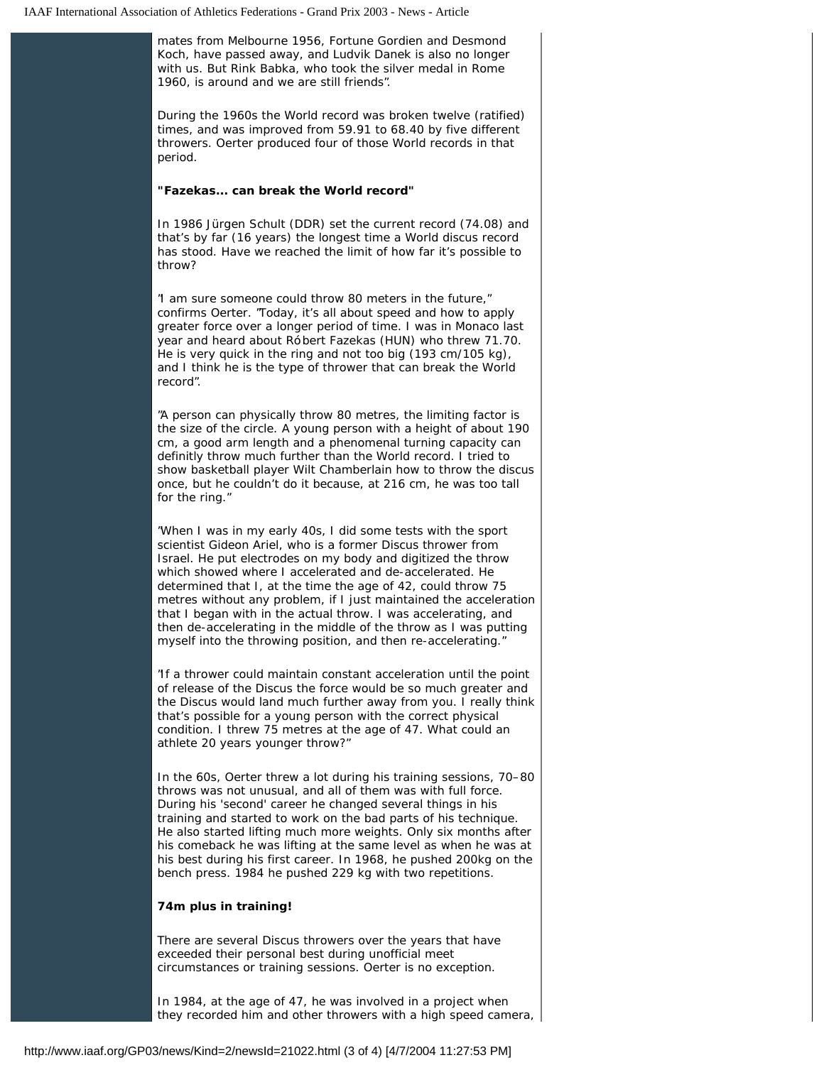mates from Melbourne 1956, Fortune Gordien and Desmond Koch, have passed away, and Ludvik Danek is also no longer with us. But Rink Babka, who took the silver medal in Rome 1960, is around and we are still friends".

During the 1960s the World record was broken twelve (ratified) times, and was improved from 59.91 to 68.40 by five different throwers. Oerter produced four of those World records in that period.

**"Fazekas... can break the World record"**

In 1986 Jürgen Schult (DDR) set the current record (74.08) and that's by far (16 years) the longest time a World discus record has stood. Have we reached the limit of how far it's possible to throw?

"I am sure someone could throw 80 meters in the future," confirms Oerter. "Today, it's all about speed and how to apply greater force over a longer period of time. I was in Monaco last year and heard about Róbert Fazekas (HUN) who threw 71.70. He is very quick in the ring and not too big (193 cm/105 kg), and I think he is the type of thrower that can break the World record".

"A person can physically throw 80 metres, the limiting factor is the size of the circle. A young person with a height of about 190 cm, a good arm length and a phenomenal turning capacity can definitly throw much further than the World record. I tried to show basketball player Wilt Chamberlain how to throw the discus once, but he couldn't do it because, at 216 cm, he was too tall for the ring."

"When I was in my early 40s, I did some tests with the sport scientist Gideon Ariel, who is a former Discus thrower from Israel. He put electrodes on my body and digitized the throw which showed where I accelerated and de-accelerated. He determined that I, at the time the age of 42, could throw 75 metres without any problem, if I just maintained the acceleration that I began with in the actual throw. I was accelerating, and then de-accelerating in the middle of the throw as I was putting myself into the throwing position, and then re-accelerating."

"If a thrower could maintain constant acceleration until the point of release of the Discus the force would be so much greater and the Discus would land much further away from you. I really think that's possible for a young person with the correct physical condition. I threw 75 metres at the age of 47. What could an athlete 20 years younger throw?"

In the 60s, Oerter threw a lot during his training sessions, 70–80 throws was not unusual, and all of them was with full force. During his 'second' career he changed several things in his training and started to work on the bad parts of his technique. He also started lifting much more weights. Only six months after his comeback he was lifting at the same level as when he was at his best during his first career. In 1968, he pushed 200kg on the bench press. 1984 he pushed 229 kg with two repetitions.

**74m plus in training!**

There are several Discus throwers over the years that have exceeded their personal best during unofficial meet circumstances or training sessions. Oerter is no exception.

In 1984, at the age of 47, he was involved in a project when they recorded him and other throwers with a high speed camera,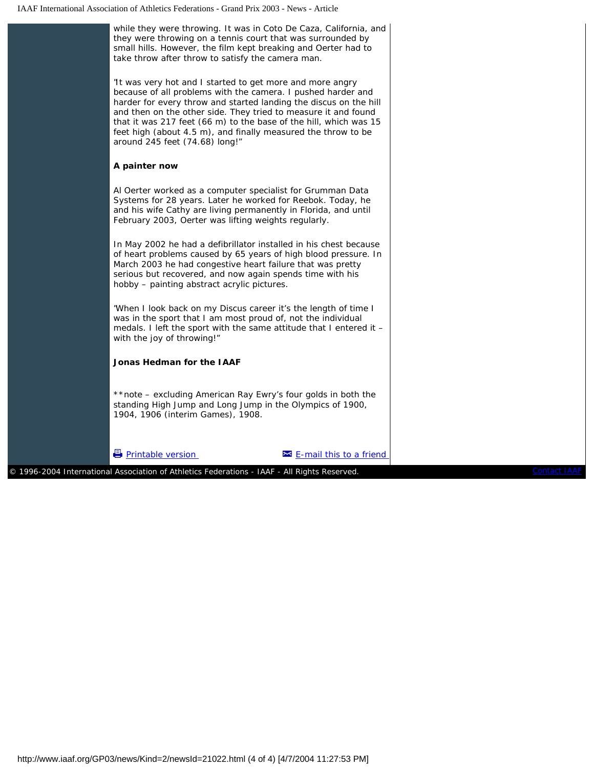while they were throwing. It was in Coto De Caza, California, and they were throwing on a tennis court that was surrounded by small hills. However, the film kept breaking and Oerter had to take throw after throw to satisfy the camera man.

'It was very hot and I started to get more and more angry because of all problems with the camera. I pushed harder and harder for every throw and started landing the discus on the hill and then on the other side. They tried to measure it and found that it was 217 feet (66 m) to the base of the hill, which was 15 feet high (about 4.5 m), and finally measured the throw to be around 245 feet (74.68) long!"

**A painter now**

Al Oerter worked as a computer specialist for Grumman Data Systems for 28 years. Later he worked for Reebok. Today, he and his wife Cathy are living permanently in Florida, and until February 2003, Oerter was lifting weights regularly.

In May 2002 he had a defibrillator installed in his chest because of heart problems caused by 65 years of high blood pressure. In March 2003 he had congestive heart failure that was pretty serious but recovered, and now again spends time with his hobby – painting abstract acrylic pictures.

'When I look back on my Discus career it's the length of time I was in the sport that I am most proud of, not the individual medals. I left the sport with the same attitude that I entered it – with the joy of throwing!"

**Jonas Hedman for the IAAF**

**note – excluding American Ray Ewry's four golds in both the standing High Jump and Long Jump in the Olympics of 1900, 1904, 1906 (interim Games), 1908.

Printable version E-mail this to a friend

© 1996-2004 International Association of Athletics Federations - IAAF - All Rights Reserved. Contact IAAF